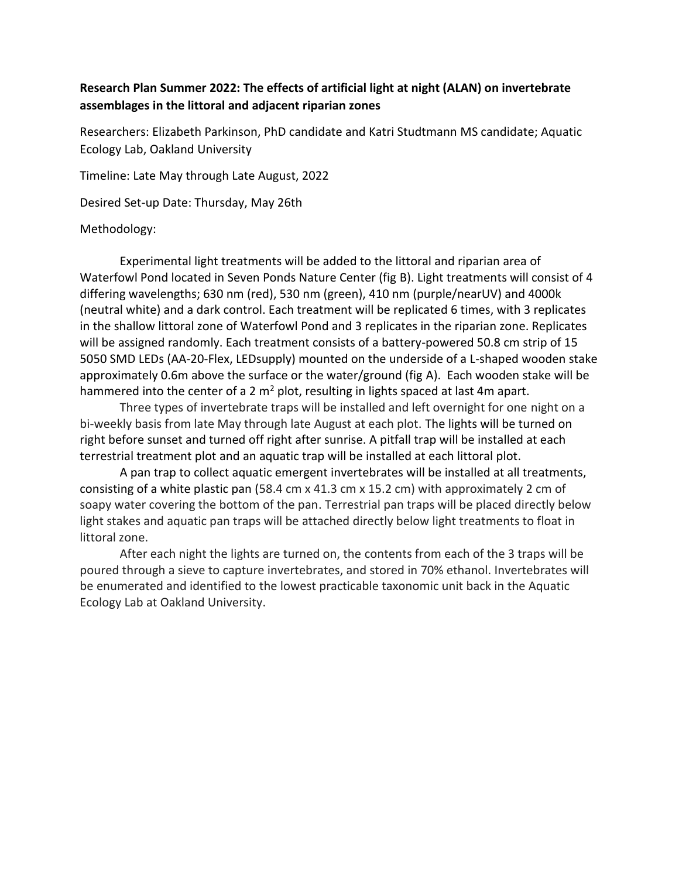**Research Plan Summer 2022: The effects of artificial light at night (ALAN) on invertebrate assemblages in the littoral and adjacent riparian zones**

Researchers: Elizabeth Parkinson, PhD candidate and Katri Studtmann MS candidate; Aquatic Ecology Lab, Oakland University

Timeline: Late May through Late August, 2022

Desired Set-up Date: Thursday, May 26th

Methodology:

Experimental light treatments will be added to the littoral and riparian area of Waterfowl Pond located in Seven Ponds Nature Center (fig B). Light treatments will consist of 4 differing wavelengths; 630 nm (red), 530 nm (green), 410 nm (purple/nearUV) and 4000k (neutral white) and a dark control. Each treatment will be replicated 6 times, with 3 replicates in the shallow littoral zone of Waterfowl Pond and 3 replicates in the riparian zone. Replicates will be assigned randomly. Each treatment consists of a battery-powered 50.8 cm strip of 15 5050 SMD LEDs (AA-20-Flex, LEDsupply) mounted on the underside of a L-shaped wooden stake approximately 0.6m above the surface or the water/ground (fig A). Each wooden stake will be hammered into the center of a 2 m$^2$ plot, resulting in lights spaced at last 4m apart.

Three types of invertebrate traps will be installed and left overnight for one night on a bi-weekly basis from late May through late August at each plot. The lights will be turned on right before sunset and turned off right after sunrise. A pitfall trap will be installed at each terrestrial treatment plot and an aquatic trap will be installed at each littoral plot.

A pan trap to collect aquatic emergent invertebrates will be installed at all treatments, consisting of a white plastic pan (58.4 cm x 41.3 cm x 15.2 cm) with approximately 2 cm of soapy water covering the bottom of the pan. Terrestrial pan traps will be placed directly below light stakes and aquatic pan traps will be attached directly below light treatments to float in littoral zone.

After each night the lights are turned on, the contents from each of the 3 traps will be poured through a sieve to capture invertebrates, and stored in 70% ethanol. Invertebrates will be enumerated and identified to the lowest practicable taxonomic unit back in the Aquatic Ecology Lab at Oakland University.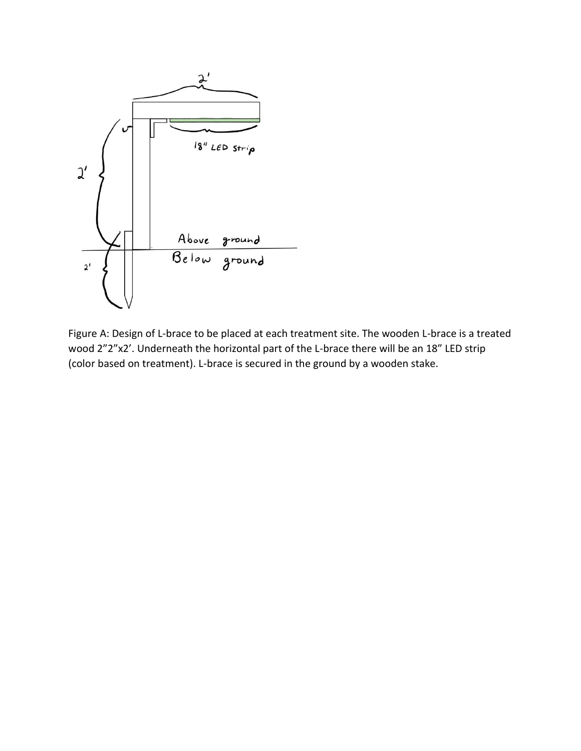Figure A: Design of L-brace to be placed at each treatment site. The wooden L-brace is a treated wood 2”2”x2’. Underneath the horizontal part of the L-brace there will be an 18” LED strip (color based on treatment). L-brace is secured in the ground by a wooden stake.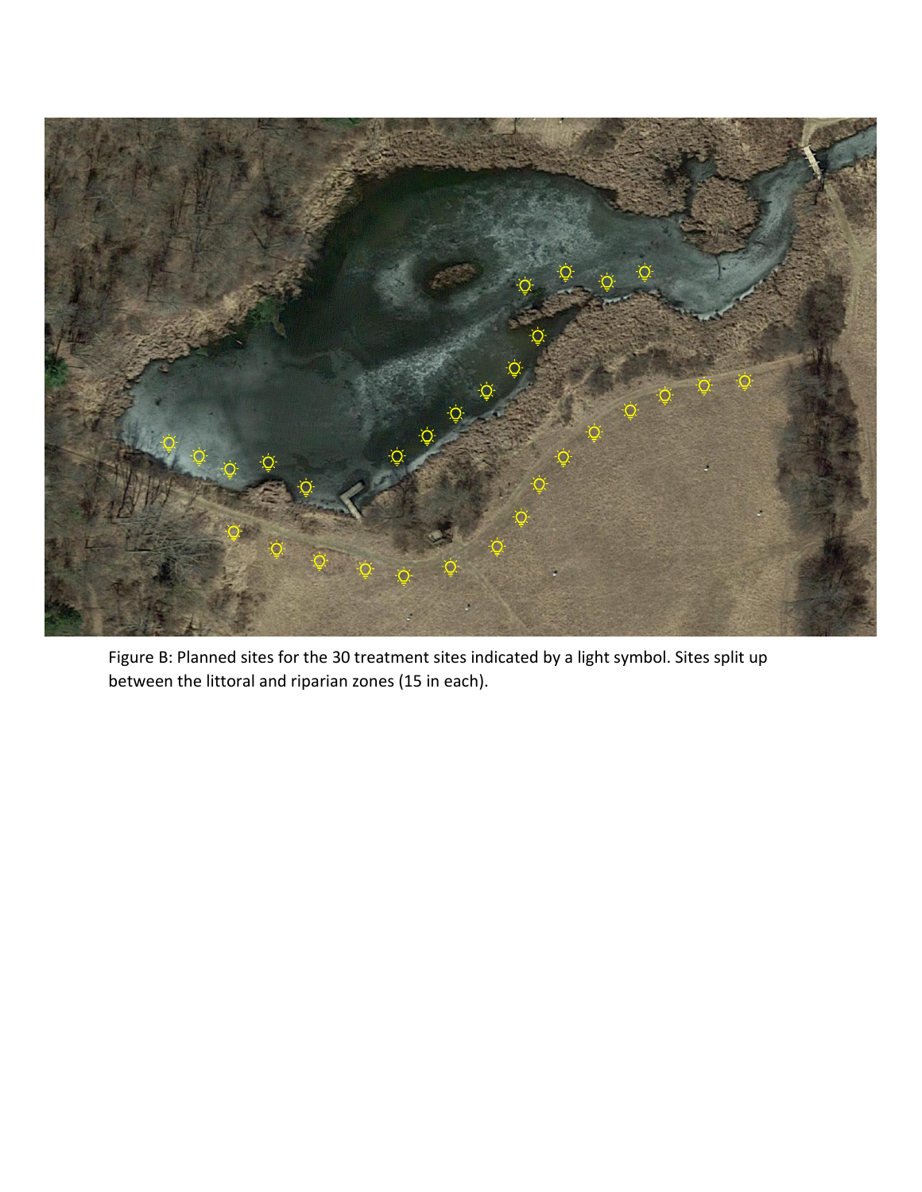Figure B: Planned sites for the 30 treatment sites indicated by a light symbol. Sites split up between the littoral and riparian zones (15 in each).